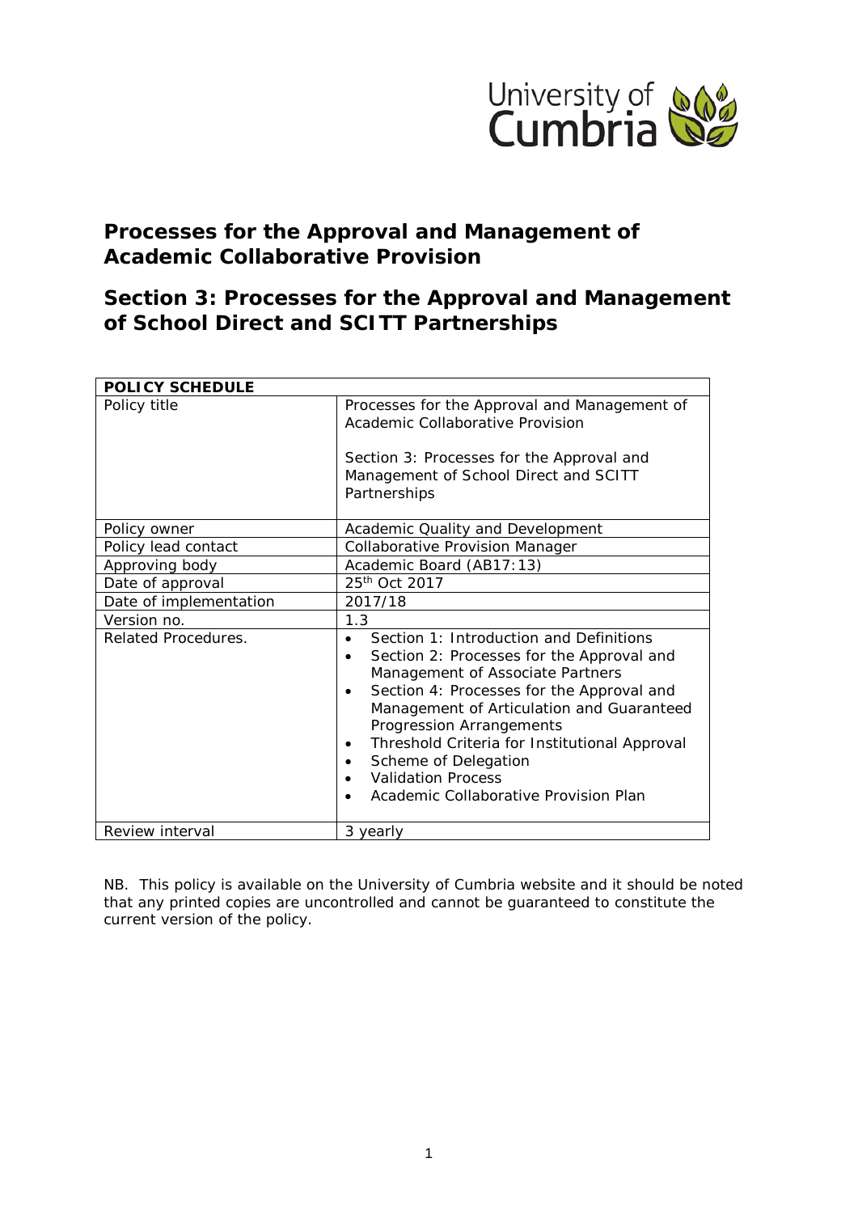University of Cumbria

# Processes for the Approval and Management of Academic Collaborative Provision

# Section 3: Processes for the Approval and Management of School Direct and SCITT Partnerships

| POLICY SCHEDULE | |
|---|---|
| Policy title | Processes for the Approval and Management of Academic Collaborative Provision<br><br>Section 3: Processes for the Approval and Management of School Direct and SCITT Partnerships |
| Policy owner | Academic Quality and Development |
| Policy lead contact | Collaborative Provision Manager |
| Approving body | Academic Board (AB17:13) |
| Date of approval | 25th Oct 2017 |
| Date of implementation | 2017/18 |
| Version no. | 1.3 |
| Related Procedures. | • Section 1: Introduction and Definitions<br>• Section 2: Processes for the Approval and Management of Associate Partners<br>• Section 4: Processes for the Approval and Management of Articulation and Guaranteed Progression Arrangements<br>• Threshold Criteria for Institutional Approval<br>• Scheme of Delegation<br>• Validation Process<br>• Academic Collaborative Provision Plan |
| Review interval | 3 yearly |

NB. This policy is available on the University of Cumbria website and it should be noted that any printed copies are uncontrolled and cannot be guaranteed to constitute the current version of the policy.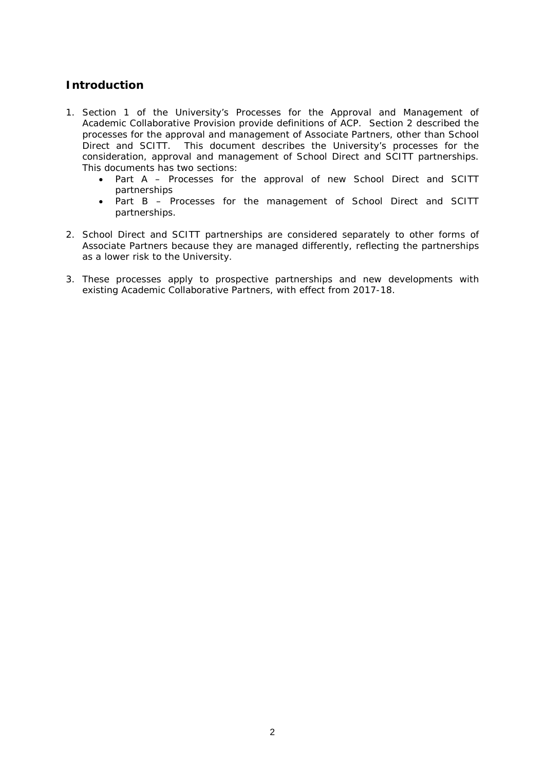## Introduction

1. Section 1 of the University's Processes for the Approval and Management of Academic Collaborative Provision provide definitions of ACP. Section 2 described the processes for the approval and management of Associate Partners, other than School Direct and SCITT. This document describes the University's processes for the consideration, approval and management of School Direct and SCITT partnerships. This documents has two sections:
   - Part A – Processes for the approval of new School Direct and SCITT partnerships
   - Part B – Processes for the management of School Direct and SCITT partnerships.

2. School Direct and SCITT partnerships are considered separately to other forms of Associate Partners because they are managed differently, reflecting the partnerships as a lower risk to the University.

3. These processes apply to prospective partnerships and new developments with existing Academic Collaborative Partners, with effect from 2017-18.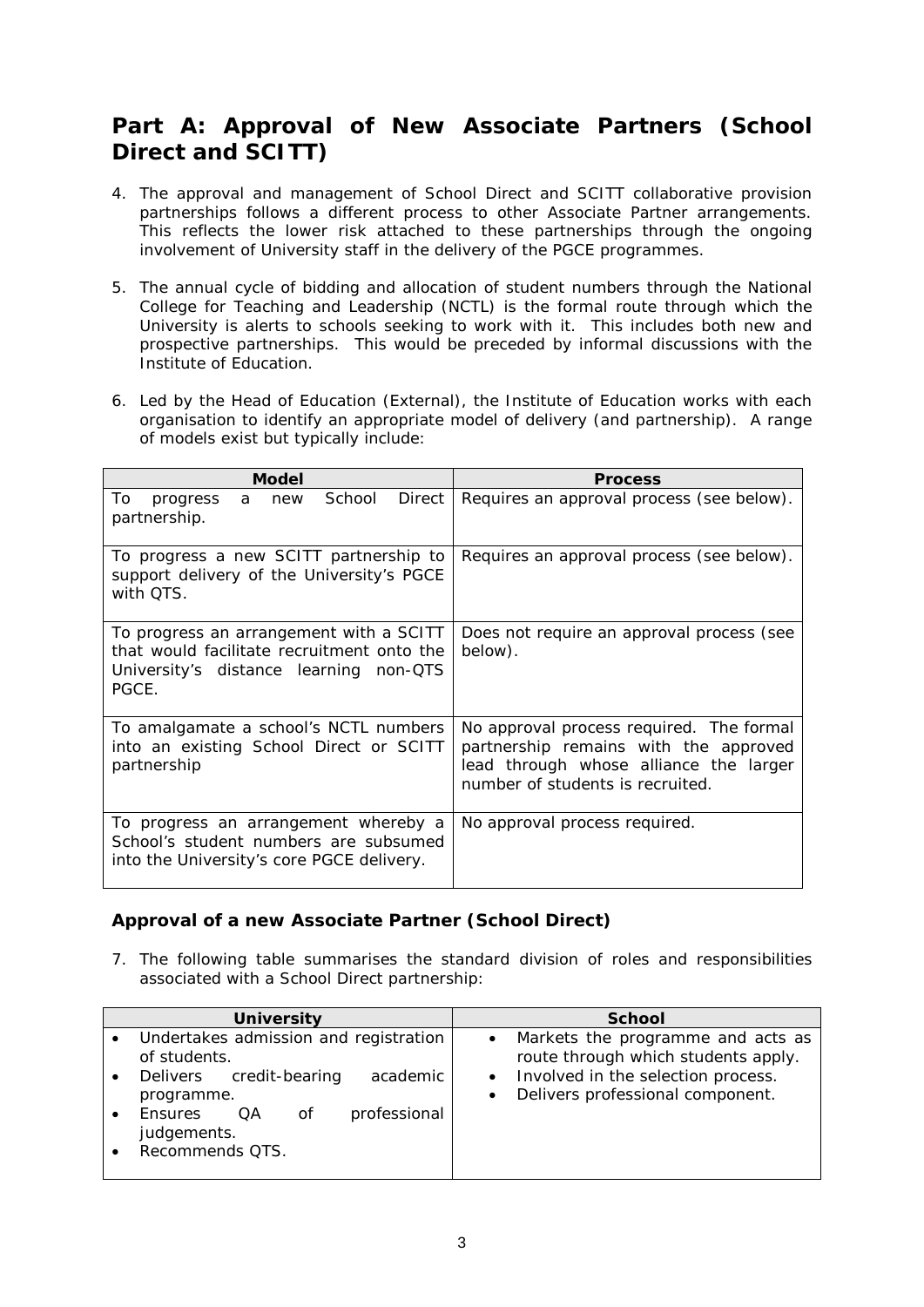## Part A: Approval of New Associate Partners (School Direct and SCITT)

4. The approval and management of School Direct and SCITT collaborative provision partnerships follows a different process to other Associate Partner arrangements. This reflects the lower risk attached to these partnerships through the ongoing involvement of University staff in the delivery of the PGCE programmes.

5. The annual cycle of bidding and allocation of student numbers through the National College for Teaching and Leadership (NCTL) is the formal route through which the University is alerts to schools seeking to work with it. This includes both new and prospective partnerships. This would be preceded by informal discussions with the Institute of Education.

6. Led by the Head of Education (External), the Institute of Education works with each organisation to identify an appropriate model of delivery (and partnership). A range of models exist but typically include:

| Model | Process |
|---|---|
| To progress a new School Direct partnership. | Requires an approval process (see below). |
| To progress a new SCITT partnership to support delivery of the University's PGCE with QTS. | Requires an approval process (see below). |
| To progress an arrangement with a SCITT that would facilitate recruitment onto the University's distance learning non-QTS PGCE. | Does not require an approval process (see below). |
| To amalgamate a school's NCTL numbers into an existing School Direct or SCITT partnership | No approval process required. The formal partnership remains with the approved lead through whose alliance the larger number of students is recruited. |
| To progress an arrangement whereby a School's student numbers are subsumed into the University's core PGCE delivery. | No approval process required. |

### Approval of a new Associate Partner (School Direct)

7. The following table summarises the standard division of roles and responsibilities associated with a School Direct partnership:

| University | School |
|---|---|
| • Undertakes admission and registration of students.<br>• Delivers credit-bearing academic programme.<br>• Ensures QA of professional judgements.<br>• Recommends QTS. | • Markets the programme and acts as route through which students apply.<br>• Involved in the selection process.<br>• Delivers professional component. |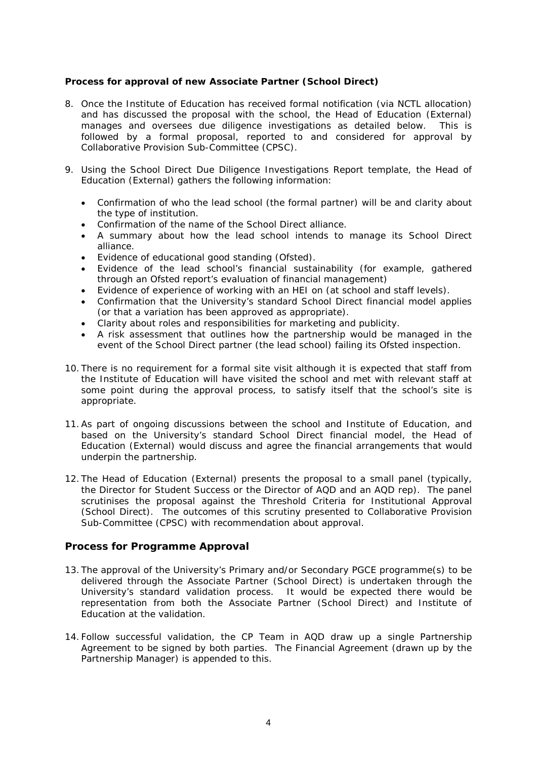**Process for approval of new Associate Partner (School Direct)**

8. Once the Institute of Education has received formal notification (via NCTL allocation) and has discussed the proposal with the school, the Head of Education (External) manages and oversees due diligence investigations as detailed below. This is followed by a formal proposal, reported to and considered for approval by Collaborative Provision Sub-Committee (CPSC).

9. Using the School Direct Due Diligence Investigations Report template, the Head of Education (External) gathers the following information:

   - Confirmation of who the lead school (the formal partner) will be and clarity about the type of institution.
   - Confirmation of the name of the School Direct alliance.
   - A summary about how the lead school intends to manage its School Direct alliance.
   - Evidence of educational good standing (Ofsted).
   - Evidence of the lead school's financial sustainability (for example, gathered through an Ofsted report's evaluation of financial management)
   - Evidence of experience of working with an HEI on (at school and staff levels).
   - Confirmation that the University's standard School Direct financial model applies (or that a variation has been approved as appropriate).
   - Clarity about roles and responsibilities for marketing and publicity.
   - A risk assessment that outlines how the partnership would be managed in the event of the School Direct partner (the lead school) failing its Ofsted inspection.

10. There is no requirement for a formal site visit although it is expected that staff from the Institute of Education will have visited the school and met with relevant staff at some point during the approval process, to satisfy itself that the school's site is appropriate.

11. As part of ongoing discussions between the school and Institute of Education, and based on the University's standard School Direct financial model, the Head of Education (External) would discuss and agree the financial arrangements that would underpin the partnership.

12. The Head of Education (External) presents the proposal to a small panel (typically, the Director for Student Success or the Director of AQD and an AQD rep). The panel scrutinises the proposal against the Threshold Criteria for Institutional Approval (School Direct). The outcomes of this scrutiny presented to Collaborative Provision Sub-Committee (CPSC) with recommendation about approval.

## Process for Programme Approval

13. The approval of the University's Primary and/or Secondary PGCE programme(s) to be delivered through the Associate Partner (School Direct) is undertaken through the University's standard validation process. It would be expected there would be representation from both the Associate Partner (School Direct) and Institute of Education at the validation.

14. Follow successful validation, the CP Team in AQD draw up a single Partnership Agreement to be signed by both parties. The Financial Agreement (drawn up by the Partnership Manager) is appended to this.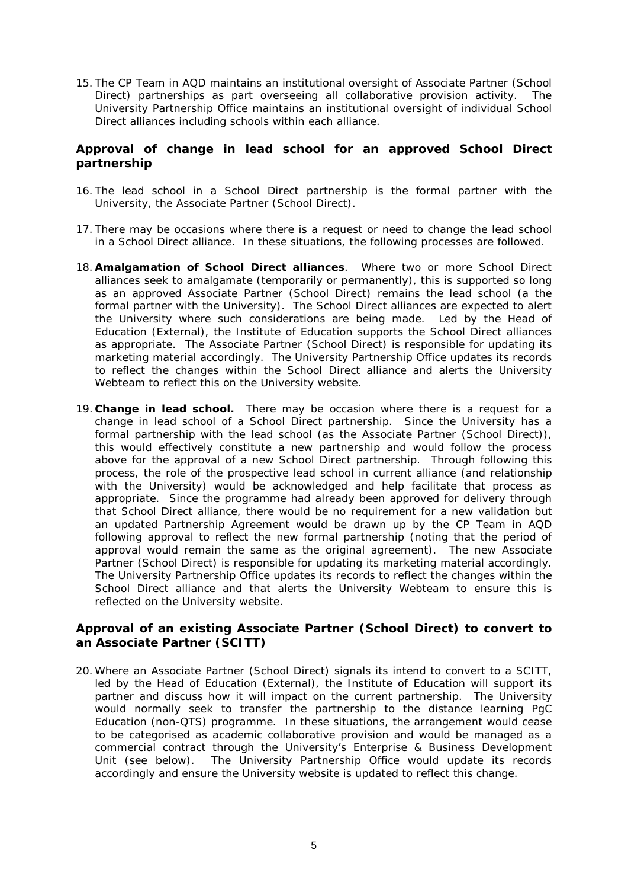15. The CP Team in AQD maintains an institutional oversight of Associate Partner (School Direct) partnerships as part overseeing all collaborative provision activity. The University Partnership Office maintains an institutional oversight of individual School Direct alliances including schools within each alliance.

## Approval of change in lead school for an approved School Direct partnership

16. The lead school in a School Direct partnership is the formal partner with the University, the Associate Partner (School Direct).

17. There may be occasions where there is a request or need to change the lead school in a School Direct alliance. In these situations, the following processes are followed.

18. **Amalgamation of School Direct alliances**. Where two or more School Direct alliances seek to amalgamate (temporarily or permanently), this is supported so long as an approved Associate Partner (School Direct) remains the lead school (a the formal partner with the University). The School Direct alliances are expected to alert the University where such considerations are being made. Led by the Head of Education (External), the Institute of Education supports the School Direct alliances as appropriate. The Associate Partner (School Direct) is responsible for updating its marketing material accordingly. The University Partnership Office updates its records to reflect the changes within the School Direct alliance and alerts the University Webteam to reflect this on the University website.

19. **Change in lead school.** There may be occasion where there is a request for a change in lead school of a School Direct partnership. Since the University has a formal partnership with the lead school (as the Associate Partner (School Direct)), this would effectively constitute a new partnership and would follow the process above for the approval of a new School Direct partnership. Through following this process, the role of the prospective lead school in current alliance (and relationship with the University) would be acknowledged and help facilitate that process as appropriate. Since the programme had already been approved for delivery through that School Direct alliance, there would be no requirement for a new validation but an updated Partnership Agreement would be drawn up by the CP Team in AQD following approval to reflect the new formal partnership (noting that the period of approval would remain the same as the original agreement). The new Associate Partner (School Direct) is responsible for updating its marketing material accordingly. The University Partnership Office updates its records to reflect the changes within the School Direct alliance and that alerts the University Webteam to ensure this is reflected on the University website.

## Approval of an existing Associate Partner (School Direct) to convert to an Associate Partner (SCITT)

20. Where an Associate Partner (School Direct) signals its intend to convert to a SCITT, led by the Head of Education (External), the Institute of Education will support its partner and discuss how it will impact on the current partnership. The University would normally seek to transfer the partnership to the distance learning PgC Education (non-QTS) programme. In these situations, the arrangement would cease to be categorised as academic collaborative provision and would be managed as a commercial contract through the University's Enterprise & Business Development Unit (see below). The University Partnership Office would update its records accordingly and ensure the University website is updated to reflect this change.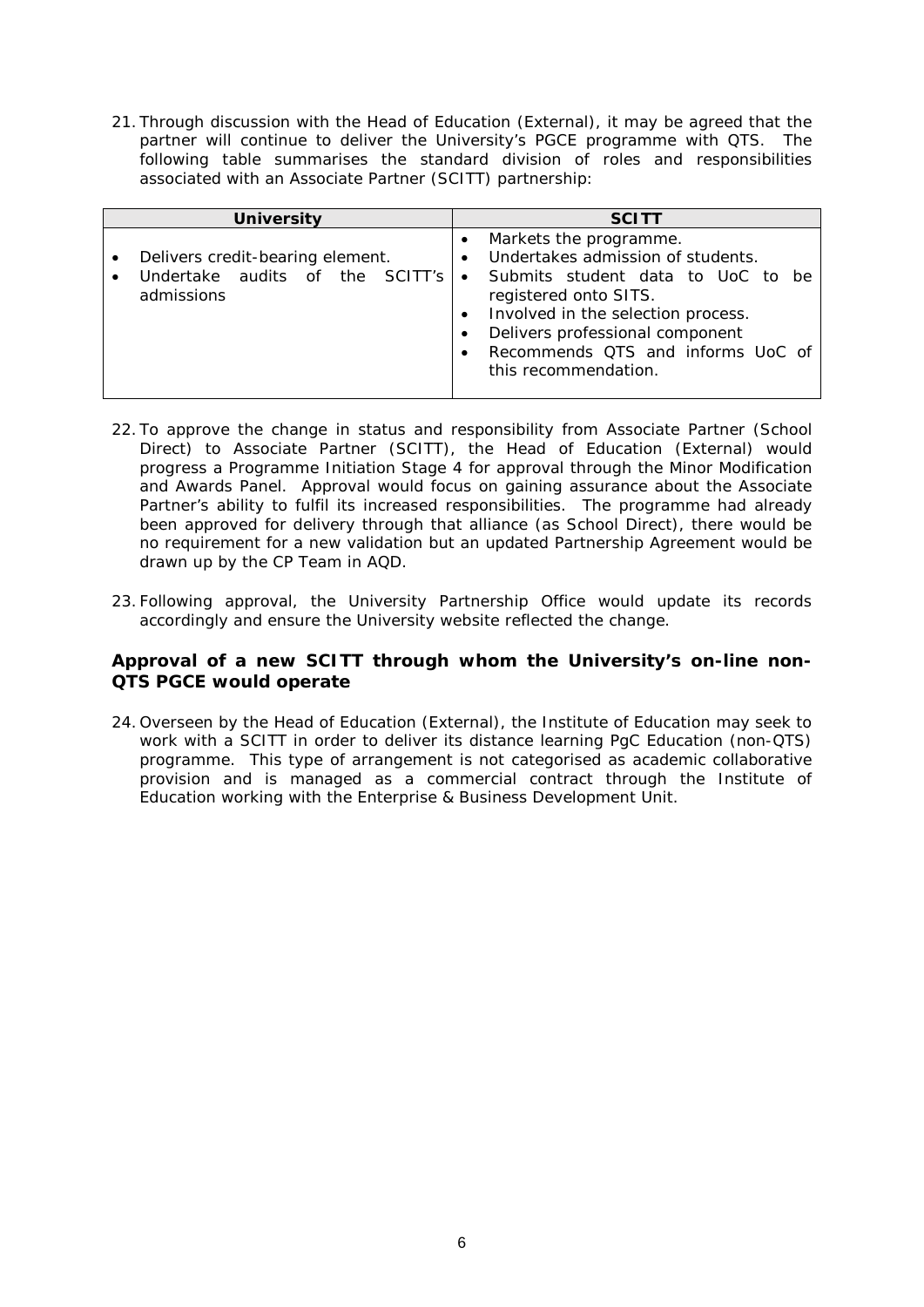21. Through discussion with the Head of Education (External), it may be agreed that the partner will continue to deliver the University's PGCE programme with QTS. The following table summarises the standard division of roles and responsibilities associated with an Associate Partner (SCITT) partnership:

| University | SCITT |
|---|---|
| • Delivers credit-bearing element.<br>• Undertake audits of the SCITT's admissions | • Markets the programme.<br>• Undertakes admission of students.<br>• Submits student data to UoC to be registered onto SITS.<br>• Involved in the selection process.<br>• Delivers professional component<br>• Recommends QTS and informs UoC of this recommendation. |

22. To approve the change in status and responsibility from Associate Partner (School Direct) to Associate Partner (SCITT), the Head of Education (External) would progress a Programme Initiation Stage 4 for approval through the Minor Modification and Awards Panel. Approval would focus on gaining assurance about the Associate Partner's ability to fulfil its increased responsibilities. The programme had already been approved for delivery through that alliance (as School Direct), there would be no requirement for a new validation but an updated Partnership Agreement would be drawn up by the CP Team in AQD.

23. Following approval, the University Partnership Office would update its records accordingly and ensure the University website reflected the change.

### Approval of a new SCITT through whom the University's on-line non-QTS PGCE would operate

24. Overseen by the Head of Education (External), the Institute of Education may seek to work with a SCITT in order to deliver its distance learning PgC Education (non-QTS) programme. This type of arrangement is not categorised as academic collaborative provision and is managed as a commercial contract through the Institute of Education working with the Enterprise & Business Development Unit.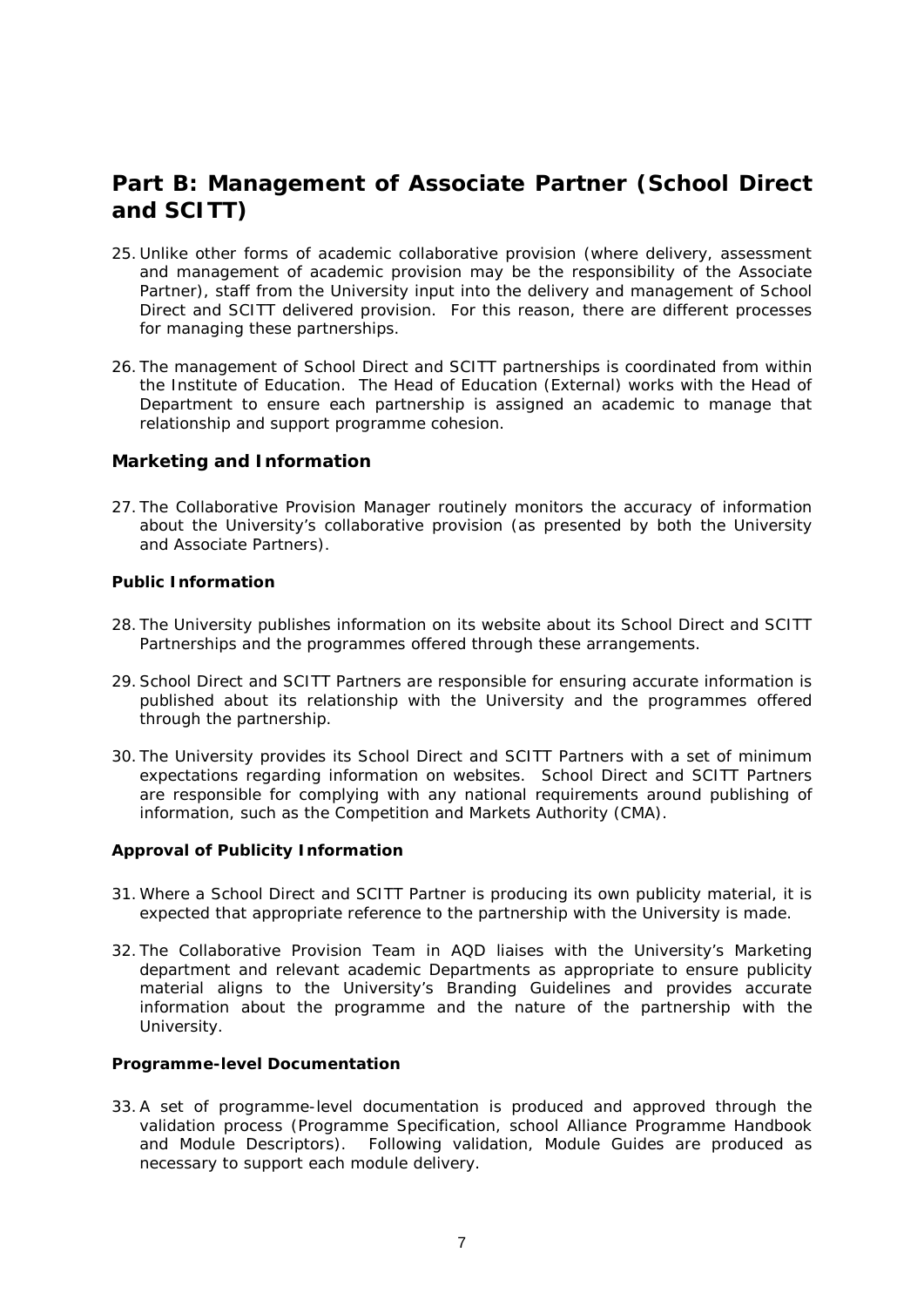## Part B: Management of Associate Partner (School Direct and SCITT)

25. Unlike other forms of academic collaborative provision (where delivery, assessment and management of academic provision may be the responsibility of the Associate Partner), staff from the University input into the delivery and management of School Direct and SCITT delivered provision. For this reason, there are different processes for managing these partnerships.

26. The management of School Direct and SCITT partnerships is coordinated from within the Institute of Education. The Head of Education (External) works with the Head of Department to ensure each partnership is assigned an academic to manage that relationship and support programme cohesion.

### Marketing and Information

27. The Collaborative Provision Manager routinely monitors the accuracy of information about the University's collaborative provision (as presented by both the University and Associate Partners).

#### Public Information

28. The University publishes information on its website about its School Direct and SCITT Partnerships and the programmes offered through these arrangements.

29. School Direct and SCITT Partners are responsible for ensuring accurate information is published about its relationship with the University and the programmes offered through the partnership.

30. The University provides its School Direct and SCITT Partners with a set of minimum expectations regarding information on websites. School Direct and SCITT Partners are responsible for complying with any national requirements around publishing of information, such as the Competition and Markets Authority (CMA).

#### Approval of Publicity Information

31. Where a School Direct and SCITT Partner is producing its own publicity material, it is expected that appropriate reference to the partnership with the University is made.

32. The Collaborative Provision Team in AQD liaises with the University's Marketing department and relevant academic Departments as appropriate to ensure publicity material aligns to the University's Branding Guidelines and provides accurate information about the programme and the nature of the partnership with the University.

#### Programme-level Documentation

33. A set of programme-level documentation is produced and approved through the validation process (Programme Specification, school Alliance Programme Handbook and Module Descriptors). Following validation, Module Guides are produced as necessary to support each module delivery.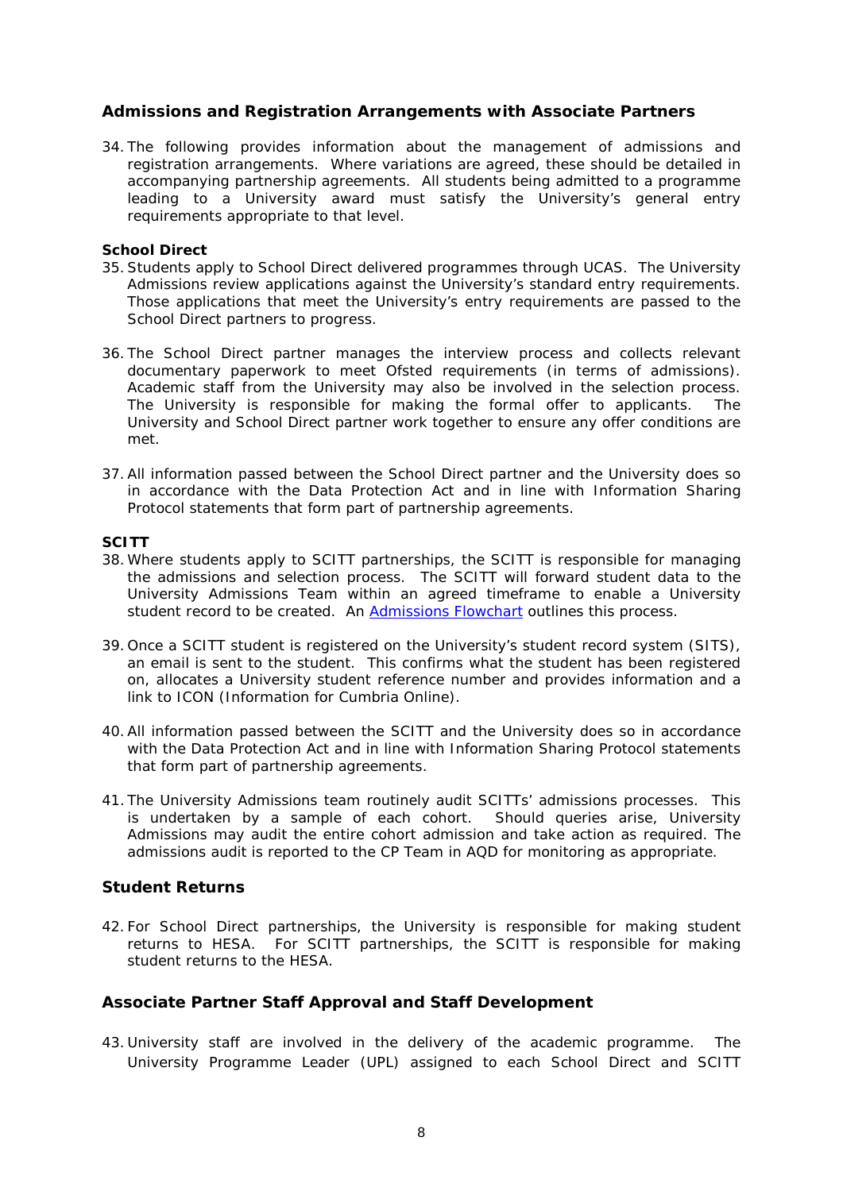## Admissions and Registration Arrangements with Associate Partners

34. The following provides information about the management of admissions and registration arrangements. Where variations are agreed, these should be detailed in accompanying partnership agreements. All students being admitted to a programme leading to a University award must satisfy the University's general entry requirements appropriate to that level.

**School Direct**

35. Students apply to School Direct delivered programmes through UCAS. The University Admissions review applications against the University's standard entry requirements. Those applications that meet the University's entry requirements are passed to the School Direct partners to progress.

36. The School Direct partner manages the interview process and collects relevant documentary paperwork to meet Ofsted requirements (in terms of admissions). Academic staff from the University may also be involved in the selection process. The University is responsible for making the formal offer to applicants. The University and School Direct partner work together to ensure any offer conditions are met.

37. All information passed between the School Direct partner and the University does so in accordance with the Data Protection Act and in line with Information Sharing Protocol statements that form part of partnership agreements.

**SCITT**

38. Where students apply to SCITT partnerships, the SCITT is responsible for managing the admissions and selection process. The SCITT will forward student data to the University Admissions Team within an agreed timeframe to enable a University student record to be created. An Admissions Flowchart outlines this process.

39. Once a SCITT student is registered on the University's student record system (SITS), an email is sent to the student. This confirms what the student has been registered on, allocates a University student reference number and provides information and a link to ICON (Information for Cumbria Online).

40. All information passed between the SCITT and the University does so in accordance with the Data Protection Act and in line with Information Sharing Protocol statements that form part of partnership agreements.

41. The University Admissions team routinely audit SCITTs' admissions processes. This is undertaken by a sample of each cohort. Should queries arise, University Admissions may audit the entire cohort admission and take action as required. The admissions audit is reported to the CP Team in AQD for monitoring as appropriate.

## Student Returns

42. For School Direct partnerships, the University is responsible for making student returns to HESA. For SCITT partnerships, the SCITT is responsible for making student returns to the HESA.

## Associate Partner Staff Approval and Staff Development

43. University staff are involved in the delivery of the academic programme. The University Programme Leader (UPL) assigned to each School Direct and SCITT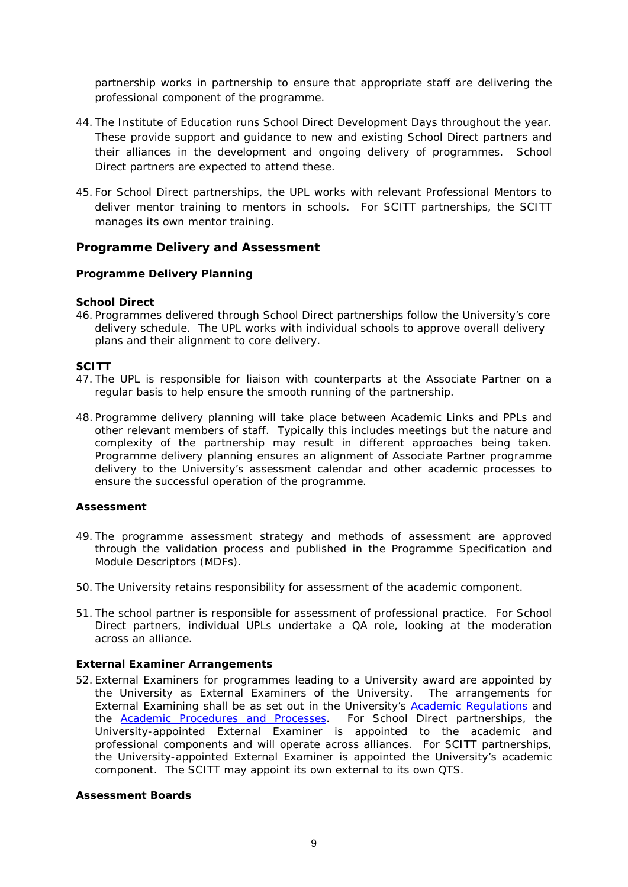partnership works in partnership to ensure that appropriate staff are delivering the professional component of the programme.

44. The Institute of Education runs School Direct Development Days throughout the year. These provide support and guidance to new and existing School Direct partners and their alliances in the development and ongoing delivery of programmes. School Direct partners are expected to attend these.

45. For School Direct partnerships, the UPL works with relevant Professional Mentors to deliver mentor training to mentors in schools. For SCITT partnerships, the SCITT manages its own mentor training.

## Programme Delivery and Assessment

### Programme Delivery Planning

#### School Direct

46. Programmes delivered through School Direct partnerships follow the University's core delivery schedule. The UPL works with individual schools to approve overall delivery plans and their alignment to core delivery.

#### SCITT

47. The UPL is responsible for liaison with counterparts at the Associate Partner on a regular basis to help ensure the smooth running of the partnership.

48. Programme delivery planning will take place between Academic Links and PPLs and other relevant members of staff. Typically this includes meetings but the nature and complexity of the partnership may result in different approaches being taken. Programme delivery planning ensures an alignment of Associate Partner programme delivery to the University's assessment calendar and other academic processes to ensure the successful operation of the programme.

### Assessment

49. The programme assessment strategy and methods of assessment are approved through the validation process and published in the Programme Specification and Module Descriptors (MDFs).

50. The University retains responsibility for assessment of the academic component.

51. The school partner is responsible for assessment of professional practice. For School Direct partners, individual UPLs undertake a QA role, looking at the moderation across an alliance.

### External Examiner Arrangements

52. External Examiners for programmes leading to a University award are appointed by the University as External Examiners of the University. The arrangements for External Examining shall be as set out in the University's [Academic Regulations] and the [Academic Procedures and Processes]. For School Direct partnerships, the University-appointed External Examiner is appointed to the academic and professional components and will operate across alliances. For SCITT partnerships, the University-appointed External Examiner is appointed the University's academic component. The SCITT may appoint its own external to its own QTS.

### Assessment Boards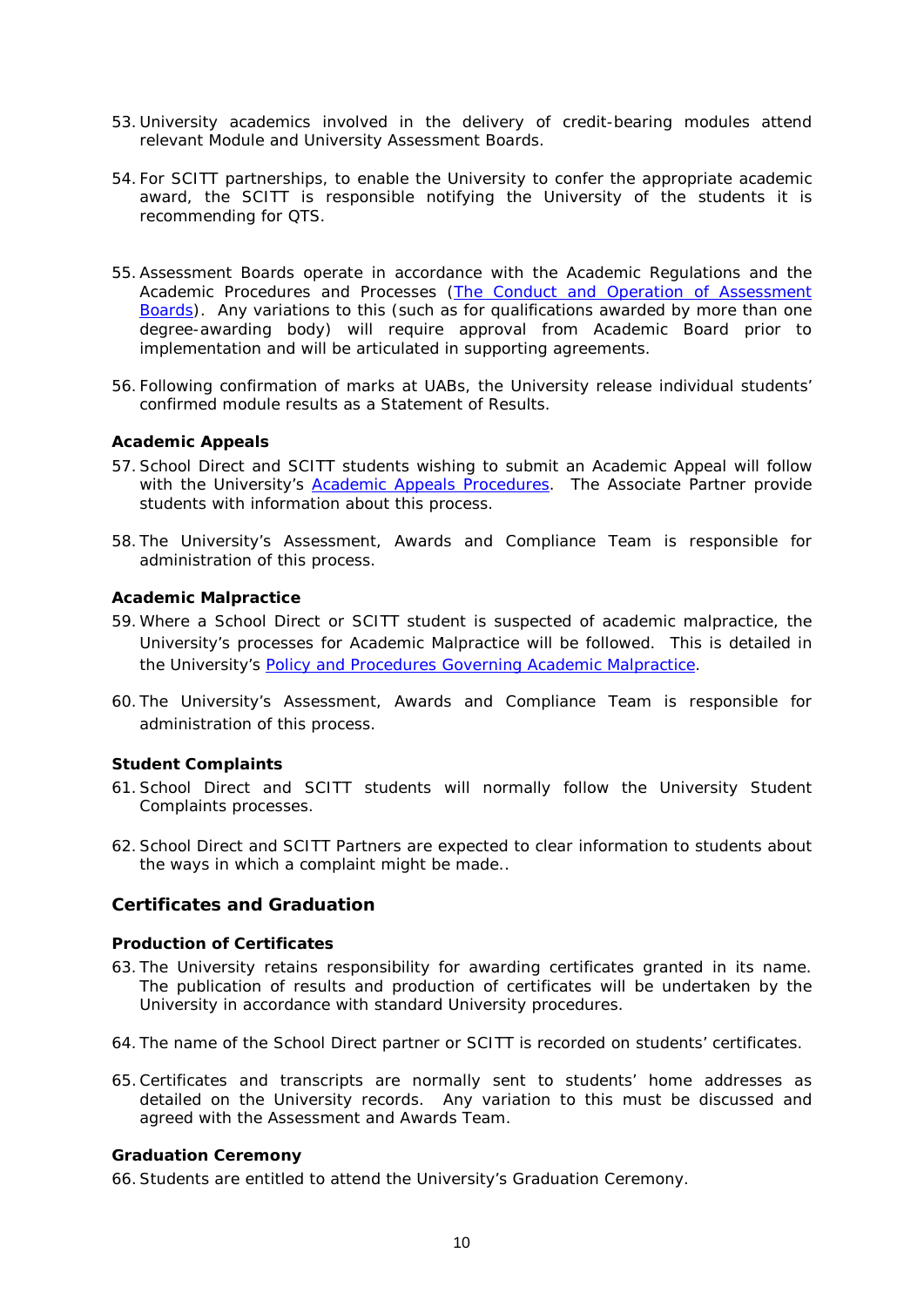53. University academics involved in the delivery of credit-bearing modules attend relevant Module and University Assessment Boards.

54. For SCITT partnerships, to enable the University to confer the appropriate academic award, the SCITT is responsible notifying the University of the students it is recommending for QTS.

55. Assessment Boards operate in accordance with the Academic Regulations and the Academic Procedures and Processes (The Conduct and Operation of Assessment Boards). Any variations to this (such as for qualifications awarded by more than one degree-awarding body) will require approval from Academic Board prior to implementation and will be articulated in supporting agreements.

56. Following confirmation of marks at UABs, the University release individual students' confirmed module results as a Statement of Results.

**Academic Appeals**

57. School Direct and SCITT students wishing to submit an Academic Appeal will follow with the University's Academic Appeals Procedures. The Associate Partner provide students with information about this process.

58. The University's Assessment, Awards and Compliance Team is responsible for administration of this process.

**Academic Malpractice**

59. Where a School Direct or SCITT student is suspected of academic malpractice, the University's processes for Academic Malpractice will be followed. This is detailed in the University's Policy and Procedures Governing Academic Malpractice.

60. The University's Assessment, Awards and Compliance Team is responsible for administration of this process.

**Student Complaints**

61. School Direct and SCITT students will normally follow the University Student Complaints processes.

62. School Direct and SCITT Partners are expected to clear information to students about the ways in which a complaint might be made..

## Certificates and Graduation

**Production of Certificates**

63. The University retains responsibility for awarding certificates granted in its name. The publication of results and production of certificates will be undertaken by the University in accordance with standard University procedures.

64. The name of the School Direct partner or SCITT is recorded on students' certificates.

65. Certificates and transcripts are normally sent to students' home addresses as detailed on the University records. Any variation to this must be discussed and agreed with the Assessment and Awards Team.

**Graduation Ceremony**

66. Students are entitled to attend the University's Graduation Ceremony.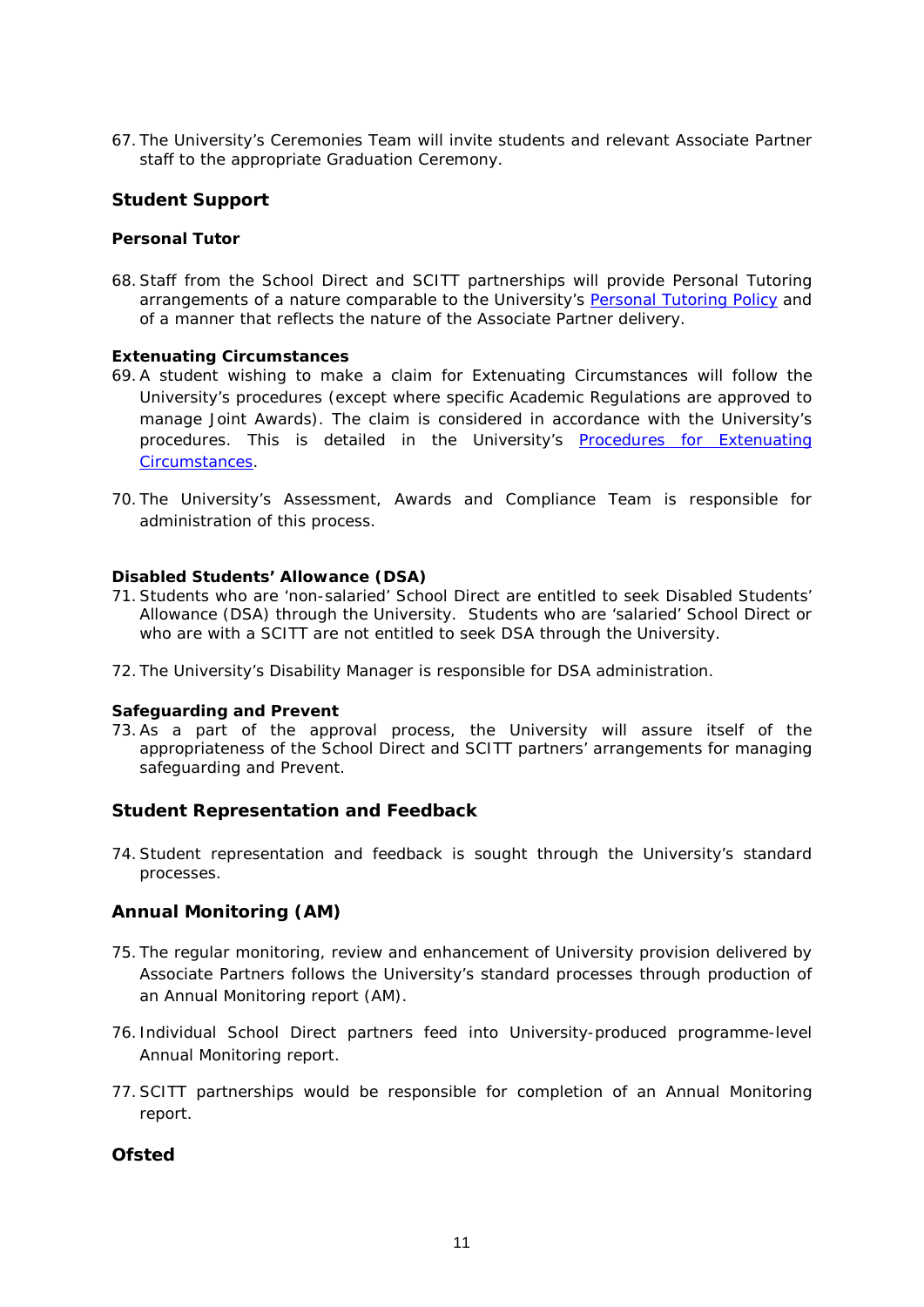67. The University's Ceremonies Team will invite students and relevant Associate Partner staff to the appropriate Graduation Ceremony.

## Student Support

### Personal Tutor

68. Staff from the School Direct and SCITT partnerships will provide Personal Tutoring arrangements of a nature comparable to the University's Personal Tutoring Policy and of a manner that reflects the nature of the Associate Partner delivery.

### Extenuating Circumstances

69. A student wishing to make a claim for Extenuating Circumstances will follow the University's procedures (except where specific Academic Regulations are approved to manage Joint Awards). The claim is considered in accordance with the University's procedures. This is detailed in the University's Procedures for Extenuating Circumstances.

70. The University's Assessment, Awards and Compliance Team is responsible for administration of this process.

### Disabled Students' Allowance (DSA)

71. Students who are 'non-salaried' School Direct are entitled to seek Disabled Students' Allowance (DSA) through the University. Students who are 'salaried' School Direct or who are with a SCITT are not entitled to seek DSA through the University.

72. The University's Disability Manager is responsible for DSA administration.

### Safeguarding and Prevent

73. As a part of the approval process, the University will assure itself of the appropriateness of the School Direct and SCITT partners' arrangements for managing safeguarding and Prevent.

## Student Representation and Feedback

74. Student representation and feedback is sought through the University's standard processes.

## Annual Monitoring (AM)

75. The regular monitoring, review and enhancement of University provision delivered by Associate Partners follows the University's standard processes through production of an Annual Monitoring report (AM).

76. Individual School Direct partners feed into University-produced programme-level Annual Monitoring report.

77. SCITT partnerships would be responsible for completion of an Annual Monitoring report.

## Ofsted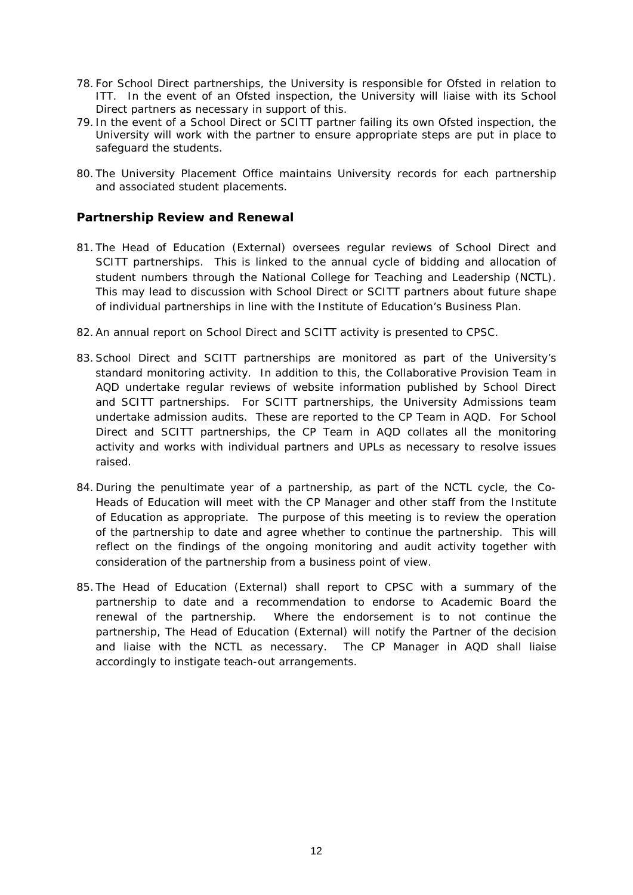78. For School Direct partnerships, the University is responsible for Ofsted in relation to ITT. In the event of an Ofsted inspection, the University will liaise with its School Direct partners as necessary in support of this.
79. In the event of a School Direct or SCITT partner failing its own Ofsted inspection, the University will work with the partner to ensure appropriate steps are put in place to safeguard the students.
80. The University Placement Office maintains University records for each partnership and associated student placements.

## Partnership Review and Renewal

81. The Head of Education (External) oversees regular reviews of School Direct and SCITT partnerships. This is linked to the annual cycle of bidding and allocation of student numbers through the National College for Teaching and Leadership (NCTL). This may lead to discussion with School Direct or SCITT partners about future shape of individual partnerships in line with the Institute of Education's Business Plan.
82. An annual report on School Direct and SCITT activity is presented to CPSC.
83. School Direct and SCITT partnerships are monitored as part of the University's standard monitoring activity. In addition to this, the Collaborative Provision Team in AQD undertake regular reviews of website information published by School Direct and SCITT partnerships. For SCITT partnerships, the University Admissions team undertake admission audits. These are reported to the CP Team in AQD. For School Direct and SCITT partnerships, the CP Team in AQD collates all the monitoring activity and works with individual partners and UPLs as necessary to resolve issues raised.
84. During the penultimate year of a partnership, as part of the NCTL cycle, the Co-Heads of Education will meet with the CP Manager and other staff from the Institute of Education as appropriate. The purpose of this meeting is to review the operation of the partnership to date and agree whether to continue the partnership. This will reflect on the findings of the ongoing monitoring and audit activity together with consideration of the partnership from a business point of view.
85. The Head of Education (External) shall report to CPSC with a summary of the partnership to date and a recommendation to endorse to Academic Board the renewal of the partnership. Where the endorsement is to not continue the partnership, The Head of Education (External) will notify the Partner of the decision and liaise with the NCTL as necessary. The CP Manager in AQD shall liaise accordingly to instigate teach-out arrangements.